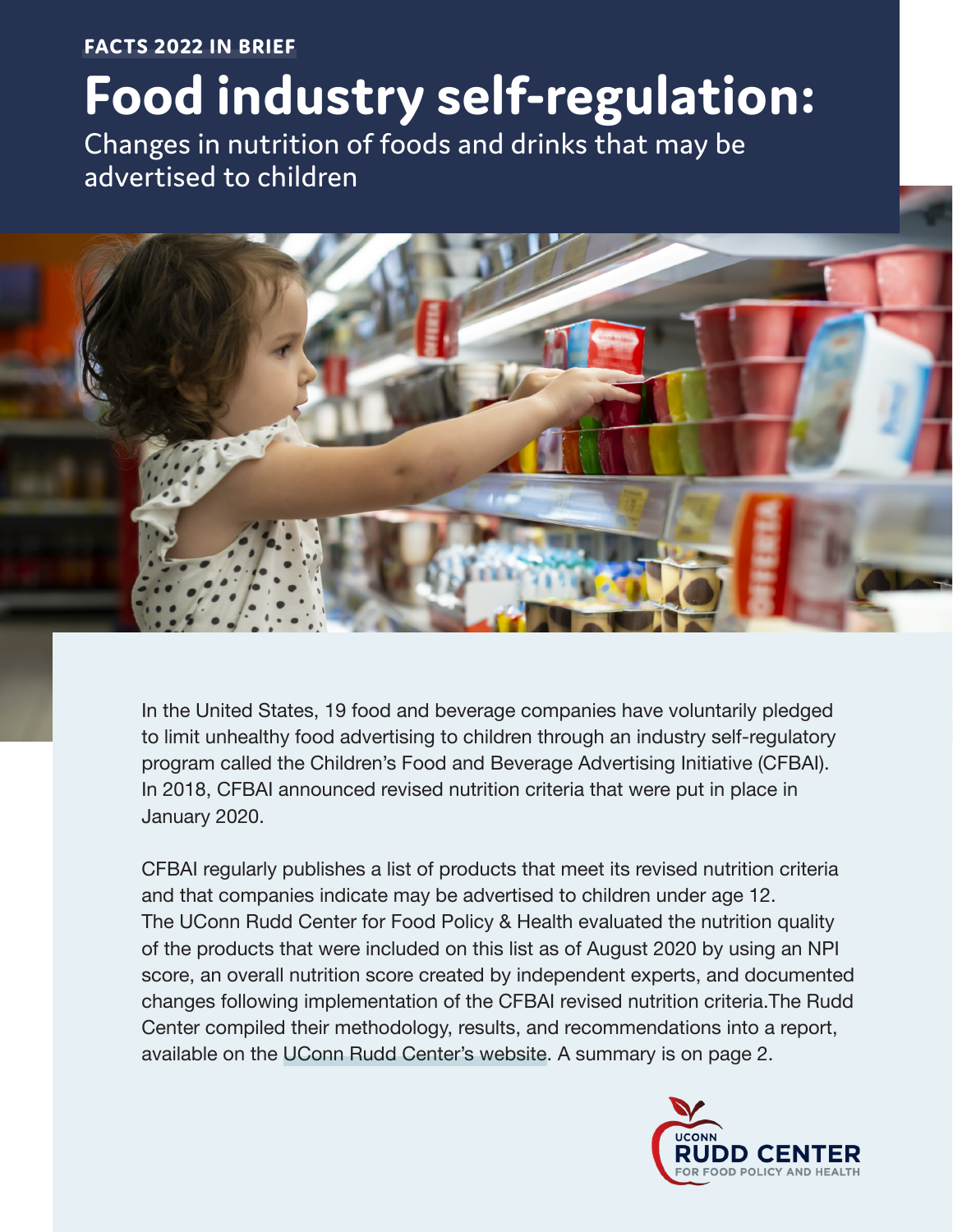FACTS 2022 IN BRIEF

# Food industry self-regulation:

## Changes in nutrition of foods and drinks that may be advertised to children

In the United States, 19 food and beverage companies have voluntarily pledged to limit unhealthy food advertising to children through an industry self-regulatory program called the Children's Food and Beverage Advertising Initiative (CFBAI). In 2018, CFBAI announced revised nutrition criteria that were put in place in January 2020.

CFBAI regularly publishes a list of products that meet its revised nutrition criteria and that companies indicate may be advertised to children under age 12. The UConn Rudd Center for Food Policy & Health evaluated the nutrition quality of the products that were included on this list as of August 2020 by using an NPI score, an overall nutrition score created by independent experts, and documented changes following implementation of the CFBAI revised nutrition criteria.The Rudd Center compiled their methodology, results, and recommendations into a report, available on the UConn Rudd Center's website. A summary is on page 2.

UCONN RUDD CENTER FOR FOOD POLICY AND HEALTH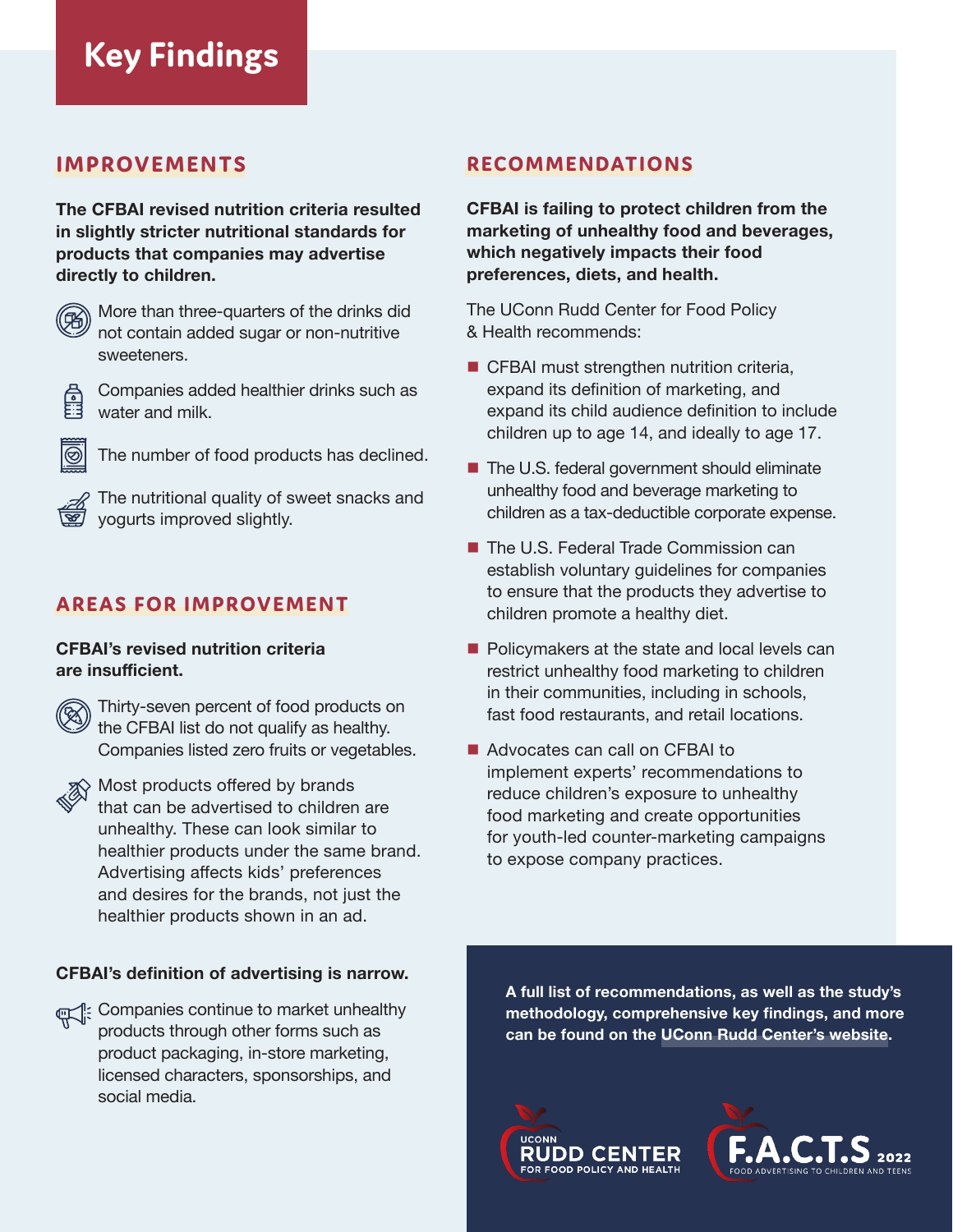# Key Findings

## IMPROVEMENTS

**The CFBAI revised nutrition criteria resulted in slightly stricter nutritional standards for products that companies may advertise directly to children.**

- More than three-quarters of the drinks did not contain added sugar or non-nutritive sweeteners.
- Companies added healthier drinks such as water and milk.
- The number of food products has declined.
- The nutritional quality of sweet snacks and yogurts improved slightly.

## AREAS FOR IMPROVEMENT

**CFBAI's revised nutrition criteria are insufficient.**

- Thirty-seven percent of food products on the CFBAI list do not qualify as healthy. Companies listed zero fruits or vegetables.
- Most products offered by brands that can be advertised to children are unhealthy. These can look similar to healthier products under the same brand. Advertising affects kids' preferences and desires for the brands, not just the healthier products shown in an ad.

**CFBAI's definition of advertising is narrow.**

- Companies continue to market unhealthy products through other forms such as product packaging, in-store marketing, licensed characters, sponsorships, and social media.

## RECOMMENDATIONS

**CFBAI is failing to protect children from the marketing of unhealthy food and beverages, which negatively impacts their food preferences, diets, and health.**

The UConn Rudd Center for Food Policy & Health recommends:

- CFBAI must strengthen nutrition criteria, expand its definition of marketing, and expand its child audience definition to include children up to age 14, and ideally to age 17.
- The U.S. federal government should eliminate unhealthy food and beverage marketing to children as a tax-deductible corporate expense.
- The U.S. Federal Trade Commission can establish voluntary guidelines for companies to ensure that the products they advertise to children promote a healthy diet.
- Policymakers at the state and local levels can restrict unhealthy food marketing to children in their communities, including in schools, fast food restaurants, and retail locations.
- Advocates can call on CFBAI to implement experts' recommendations to reduce children's exposure to unhealthy food marketing and create opportunities for youth-led counter-marketing campaigns to expose company practices.

**A full list of recommendations, as well as the study's methodology, comprehensive key findings, and more can be found on the UConn Rudd Center's website.**

UCONN RUDD CENTER FOR FOOD POLICY AND HEALTH

F.A.C.T.S 2022 FOOD ADVERTISING TO CHILDREN AND TEENS